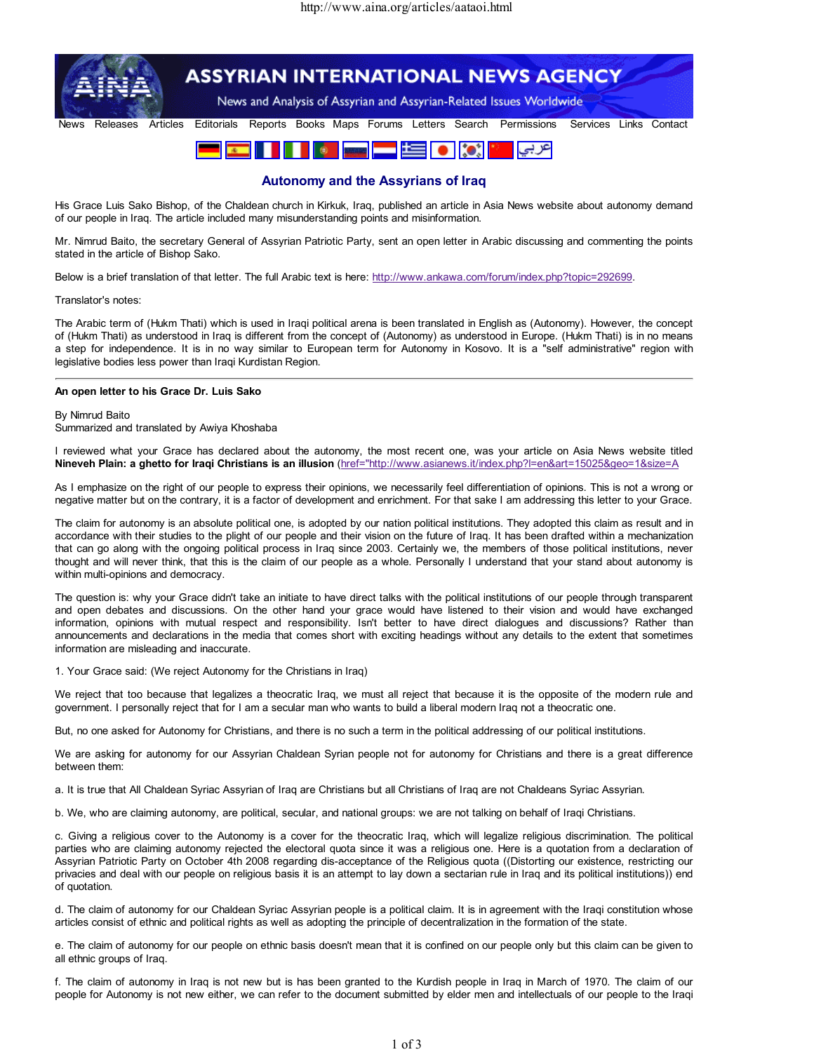# Autonomy and the Assyrians of Iraq

His Grace Luis Sako Bishop, of the Chaldean church in Kirkuk, Iraq, published an article in Asia News website about autonomy demand of our people in Iraq. The article included many misunderstanding points and misinformation.

Mr. Nimrud Baito, the secretary General of Assyrian Patriotic Party, sent an open letter in Arabic discussing and commenting the points stated in the article of Bishop Sako.

Below is a brief translation of that letter. The full Arabic text is here: http://www.ankawa.com/forum/index.php?topic=292699.

Translator's notes:

The Arabic term of (Hukm Thati) which is used in Iraqi political arena is been translated in English as (Autonomy). However, the concept of (Hukm Thati) as understood in Iraq is different from the concept of (Autonomy) as understood in Europe. (Hukm Thati) is in no means a step for independence. It is in no way similar to European term for Autonomy in Kosovo. It is a "self administrative" region with legislative bodies less power than Iraqi Kurdistan Region.

---

**An open letter to his Grace Dr. Luis Sako**

By Nimrud Baito
Summarized and translated by Awiya Khoshaba

I reviewed what your Grace has declared about the autonomy, the most recent one, was your article on Asia News website titled **Nineveh Plain: a ghetto for Iraqi Christians is an illusion** (href="http://www.asianews.it/index.php?l=en&art=15025&geo=1&size=A

As I emphasize on the right of our people to express their opinions, we necessarily feel differentiation of opinions. This is not a wrong or negative matter but on the contrary, it is a factor of development and enrichment. For that sake I am addressing this letter to your Grace.

The claim for autonomy is an absolute political one, is adopted by our nation political institutions. They adopted this claim as result and in accordance with their studies to the plight of our people and their vision on the future of Iraq. It has been drafted within a mechanization that can go along with the ongoing political process in Iraq since 2003. Certainly we, the members of those political institutions, never thought and will never think, that this is the claim of our people as a whole. Personally I understand that your stand about autonomy is within multi-opinions and democracy.

The question is: why your Grace didn't take an initiate to have direct talks with the political institutions of our people through transparent and open debates and discussions. On the other hand your grace would have listened to their vision and would have exchanged information, opinions with mutual respect and responsibility. Isn't better to have direct dialogues and discussions? Rather than announcements and declarations in the media that comes short with exciting headings without any details to the extent that sometimes information are misleading and inaccurate.

1. Your Grace said: (We reject Autonomy for the Christians in Iraq)

We reject that too because that legalizes a theocratic Iraq, we must all reject that because it is the opposite of the modern rule and government. I personally reject that for I am a secular man who wants to build a liberal modern Iraq not a theocratic one.

But, no one asked for Autonomy for Christians, and there is no such a term in the political addressing of our political institutions.

We are asking for autonomy for our Assyrian Chaldean Syrian people not for autonomy for Christians and there is a great difference between them:

a. It is true that All Chaldean Syriac Assyrian of Iraq are Christians but all Christians of Iraq are not Chaldeans Syriac Assyrian.

b. We, who are claiming autonomy, are political, secular, and national groups: we are not talking on behalf of Iraqi Christians.

c. Giving a religious cover to the Autonomy is a cover for the theocratic Iraq, which will legalize religious discrimination. The political parties who are claiming autonomy rejected the electoral quota since it is a religious one. Here is a quotation from a declaration of Assyrian Patriotic Party on October 4th 2008 regarding dis-acceptance of the Religious quota ((Distorting our existence, restricting our privacies and deal with our people on religious basis it is an attempt to lay down a sectarian rule in Iraq and its political institutions)) end of quotation.

d. The claim of autonomy for our Chaldean Syriac Assyrian people is a political claim. It is in agreement with the Iraqi constitution whose articles consist of ethnic and political rights as well as adopting the principle of decentralization in the formation of the state.

e. The claim of autonomy for our people on ethnic basis doesn't mean that it is confined on our people only but this claim can be given to all ethnic groups of Iraq.

f. The claim of autonomy in Iraq is not new but is has been granted to the Kurdish people in Iraq in March of 1970. The claim of our people for Autonomy is not new either, we can refer to the document submitted by elder men and intellectuals of our people to the Iraqi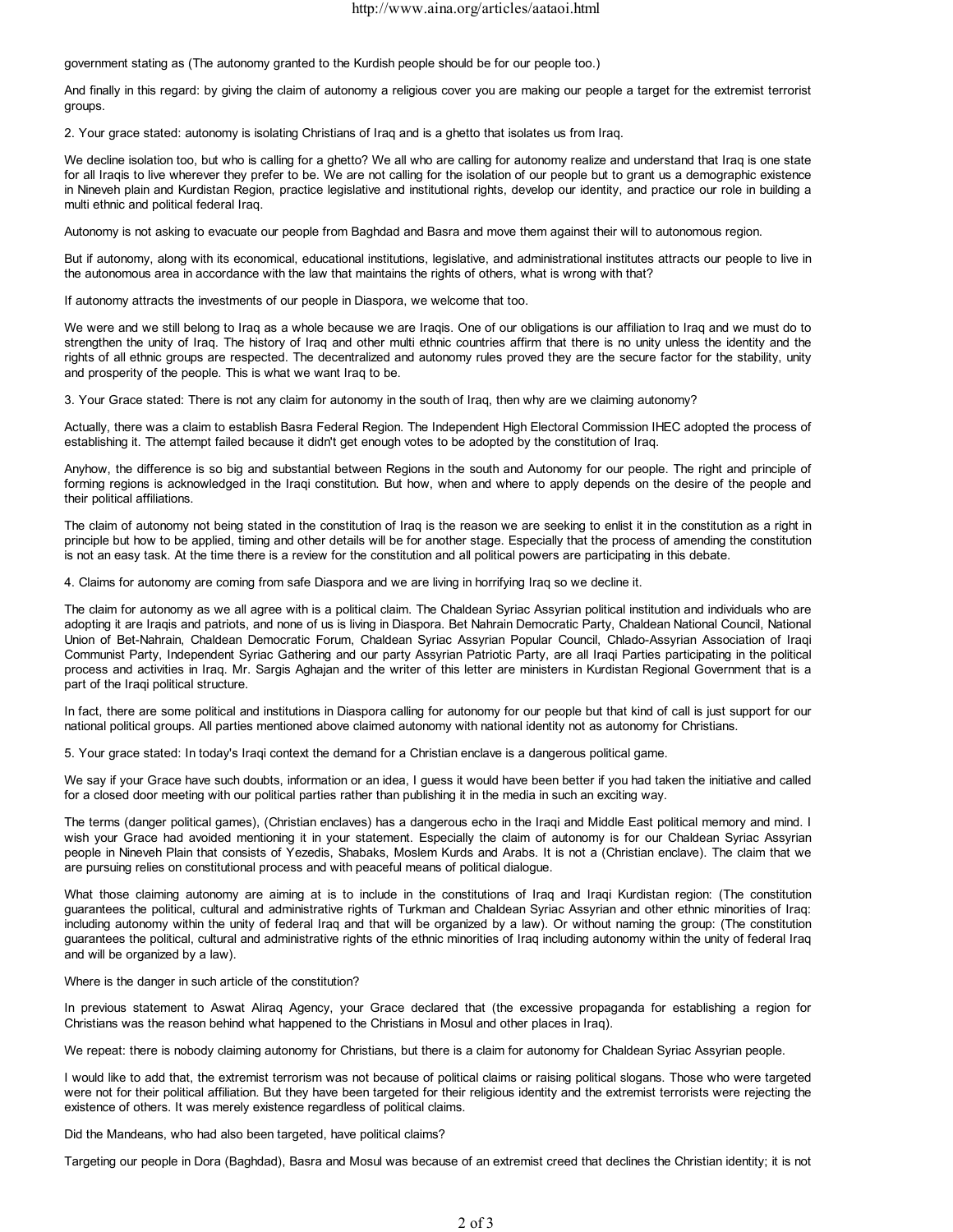government stating as (The autonomy granted to the Kurdish people should be for our people too.)

And finally in this regard: by giving the claim of autonomy a religious cover you are making our people a target for the extremist terrorist groups.

2. Your grace stated: autonomy is isolating Christians of Iraq and is a ghetto that isolates us from Iraq.

We decline isolation too, but who is calling for a ghetto? We all who are calling for autonomy realize and understand that Iraq is one state for all Iraqis to live wherever they prefer to be. We are not calling for the isolation of our people but to grant us a demographic existence in Nineveh plain and Kurdistan Region, practice legislative and institutional rights, develop our identity, and practice our role in building a multi ethnic and political federal Iraq.

Autonomy is not asking to evacuate our people from Baghdad and Basra and move them against their will to autonomous region.

But if autonomy, along with its economical, educational institutions, legislative, and administrational institutes attracts our people to live in the autonomous area in accordance with the law that maintains the rights of others, what is wrong with that?

If autonomy attracts the investments of our people in Diaspora, we welcome that too.

We were and we still belong to Iraq as a whole because we are Iraqis. One of our obligations is our affiliation to Iraq and we must do to strengthen the unity of Iraq. The history of Iraq and other multi ethnic countries affirm that there is no unity unless the identity and the rights of all ethnic groups are respected. The decentralized and autonomy rules proved they are the secure factor for the stability, unity and prosperity of the people. This is what we want Iraq to be.

3. Your Grace stated: There is not any claim for autonomy in the south of Iraq, then why are we claiming autonomy?

Actually, there was a claim to establish Basra Federal Region. The Independent High Electoral Commission IHEC adopted the process of establishing it. The attempt failed because it didn't get enough votes to be adopted by the constitution of Iraq.

Anyhow, the difference is so big and substantial between Regions in the south and Autonomy for our people. The right and principle of forming regions is acknowledged in the Iraqi constitution. But how, when and where to apply depends on the desire of the people and their political affiliations.

The claim of autonomy not being stated in the constitution of Iraq is the reason we are seeking to enlist it in the constitution as a right in principle but how to be applied, timing and other details will be for another stage. Especially that the process of amending the constitution is not an easy task. At the time there is a review for the constitution and all political powers are participating in this debate.

4. Claims for autonomy are coming from safe Diaspora and we are living in horrifying Iraq so we decline it.

The claim for autonomy as we all agree with is a political claim. The Chaldean Syriac Assyrian political institution and individuals who are adopting it are Iraqis and patriots, and none of us is living in Diaspora. Bet Nahrain Democratic Party, Chaldean National Council, National Union of Bet-Nahrain, Chaldean Democratic Forum, Chaldean Syriac Assyrian Popular Council, Chlado-Assyrian Association of Iraqi Communist Party, Independent Syriac Gathering and our party Assyrian Patriotic Party, are all Iraqi Parties participating in the political process and activities in Iraq. Mr. Sargis Aghajan and the writer of this letter are ministers in Kurdistan Regional Government that is a part of the Iraqi political structure.

In fact, there are some political and institutions in Diaspora calling for autonomy for our people but that kind of call is just support for our national political groups. All parties mentioned above claimed autonomy with national identity not as autonomy for Christians.

5. Your grace stated: In today's Iraqi context the demand for a Christian enclave is a dangerous political game.

We say if your Grace have such doubts, information or an idea, I guess it would have been better if you had taken the initiative and called for a closed door meeting with our political parties rather than publishing it in the media in such an exciting way.

The terms (danger political games), (Christian enclaves) has a dangerous echo in the Iraqi and Middle East political memory and mind. I wish your Grace had avoided mentioning it in your statement. Especially the claim of autonomy is for our Chaldean Syriac Assyrian people in Nineveh Plain that consists of Yezedis, Shabaks, Moslem Kurds and Arabs. It is not a (Christian enclave). The claim that we are pursuing relies on constitutional process and with peaceful means of political dialogue.

What those claiming autonomy are aiming at is to include in the constitutions of Iraq and Iraqi Kurdistan region: (The constitution guarantees the political, cultural and administrative rights of Turkman and Chaldean Syriac Assyrian and other ethnic minorities of Iraq: including autonomy within the unity of federal Iraq and that will be organized by a law). Or without naming the group: (The constitution guarantees the political, cultural and administrative rights of the ethnic minorities of Iraq including autonomy within the unity of federal Iraq and will be organized by a law).

Where is the danger in such article of the constitution?

In previous statement to Aswat Aliraq Agency, your Grace declared that (the excessive propaganda for establishing a region for Christians was the reason behind what happened to the Christians in Mosul and other places in Iraq).

We repeat: there is nobody claiming autonomy for Christians, but there is a claim for autonomy for Chaldean Syriac Assyrian people.

I would like to add that, the extremist terrorism was not because of political claims or raising political slogans. Those who were targeted were not for their political affiliation. But they have been targeted for their religious identity and the extremist terrorists were rejecting the existence of others. It was merely existence regardless of political claims.

Did the Mandeans, who had also been targeted, have political claims?

Targeting our people in Dora (Baghdad), Basra and Mosul was because of an extremist creed that declines the Christian identity; it is not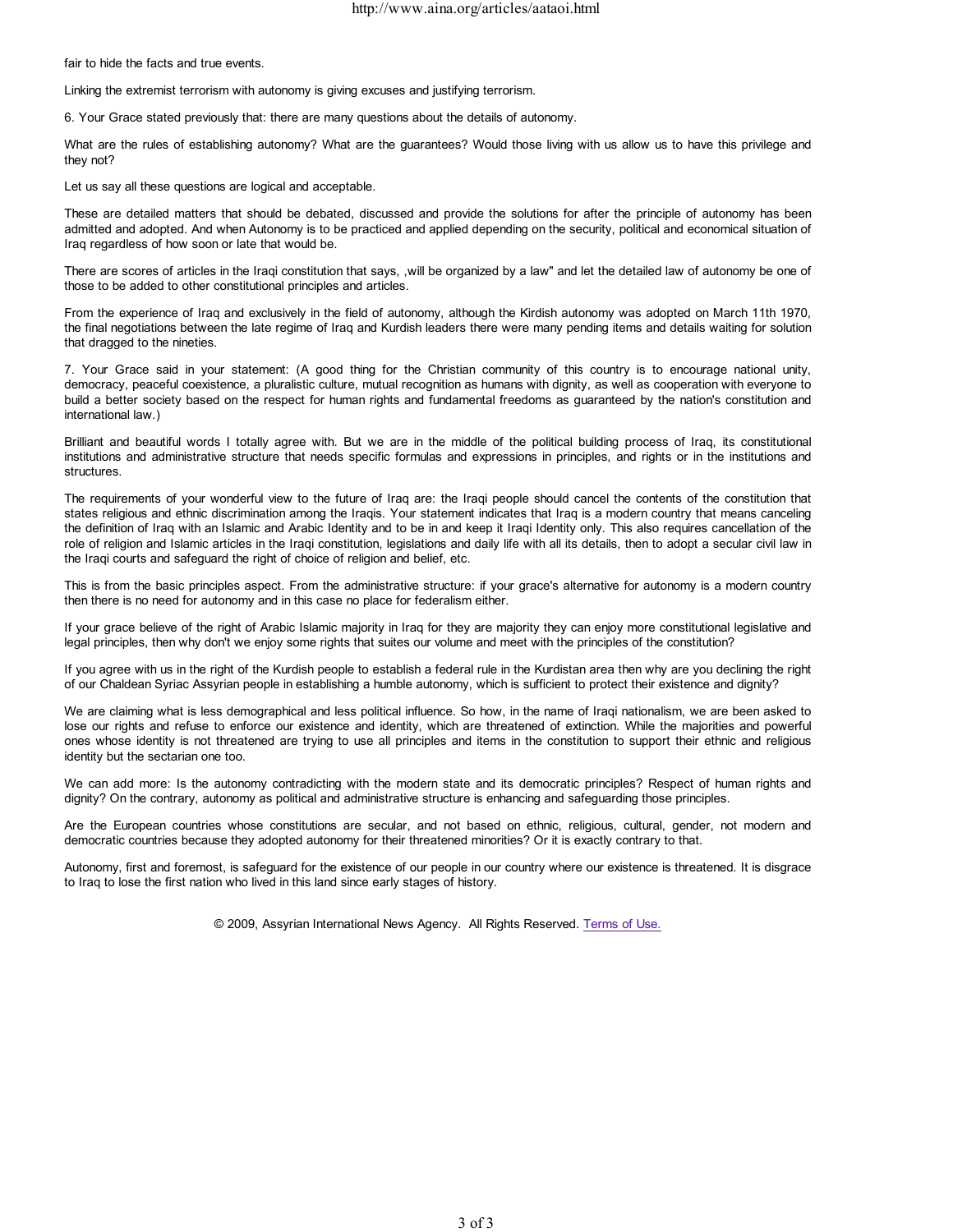fair to hide the facts and true events.

Linking the extremist terrorism with autonomy is giving excuses and justifying terrorism.

6. Your Grace stated previously that: there are many questions about the details of autonomy.

What are the rules of establishing autonomy? What are the guarantees? Would those living with us allow us to have this privilege and they not?

Let us say all these questions are logical and acceptable.

These are detailed matters that should be debated, discussed and provide the solutions for after the principle of autonomy has been admitted and adopted. And when Autonomy is to be practiced and applied depending on the security, political and economical situation of Iraq regardless of how soon or late that would be.

There are scores of articles in the Iraqi constitution that says, ,will be organized by a law" and let the detailed law of autonomy be one of those to be added to other constitutional principles and articles.

From the experience of Iraq and exclusively in the field of autonomy, although the Kirdish autonomy was adopted on March 11th 1970, the final negotiations between the late regime of Iraq and Kurdish leaders there were many pending items and details waiting for solution that dragged to the nineties.

7. Your Grace said in your statement: (A good thing for the Christian community of this country is to encourage national unity, democracy, peaceful coexistence, a pluralistic culture, mutual recognition as humans with dignity, as well as cooperation with everyone to build a better society based on the respect for human rights and fundamental freedoms as guaranteed by the nation's constitution and international law.)

Brilliant and beautiful words I totally agree with. But we are in the middle of the political building process of Iraq, its constitutional institutions and administrative structure that needs specific formulas and expressions in principles, and rights or in the institutions and structures.

The requirements of your wonderful view to the future of Iraq are: the Iraqi people should cancel the contents of the constitution that states religious and ethnic discrimination among the Iraqis. Your statement indicates that Iraq is a modern country that means canceling the definition of Iraq with an Islamic and Arabic Identity and to be in and keep it Iraqi Identity only. This also requires cancellation of the role of religion and Islamic articles in the Iraqi constitution, legislations and daily life with all its details, then to adopt a secular civil law in the Iraqi courts and safeguard the right of choice of religion and belief, etc.

This is from the basic principles aspect. From the administrative structure: if your grace's alternative for autonomy is a modern country then there is no need for autonomy and in this case no place for federalism either.

If your grace believe of the right of Arabic Islamic majority in Iraq for they are majority they can enjoy more constitutional legislative and legal principles, then why don't we enjoy some rights that suites our volume and meet with the principles of the constitution?

If you agree with us in the right of the Kurdish people to establish a federal rule in the Kurdistan area then why are you declining the right of our Chaldean Syriac Assyrian people in establishing a humble autonomy, which is sufficient to protect their existence and dignity?

We are claiming what is less demographical and less political influence. So how, in the name of Iraqi nationalism, we are been asked to lose our rights and refuse to enforce our existence and identity, which are threatened of extinction. While the majorities and powerful ones whose identity is not threatened are trying to use all principles and items in the constitution to support their ethnic and religious identity but the sectarian one too.

We can add more: Is the autonomy contradicting with the modern state and its democratic principles? Respect of human rights and dignity? On the contrary, autonomy as political and administrative structure is enhancing and safeguarding those principles.

Are the European countries whose constitutions are secular, and not based on ethnic, religious, cultural, gender, not modern and democratic countries because they adopted autonomy for their threatened minorities? Or it is exactly contrary to that.

Autonomy, first and foremost, is safeguard for the existence of our people in our country where our existence is threatened. It is disgrace to Iraq to lose the first nation who lived in this land since early stages of history.

© 2009, Assyrian International News Agency. All Rights Reserved. Terms of Use.